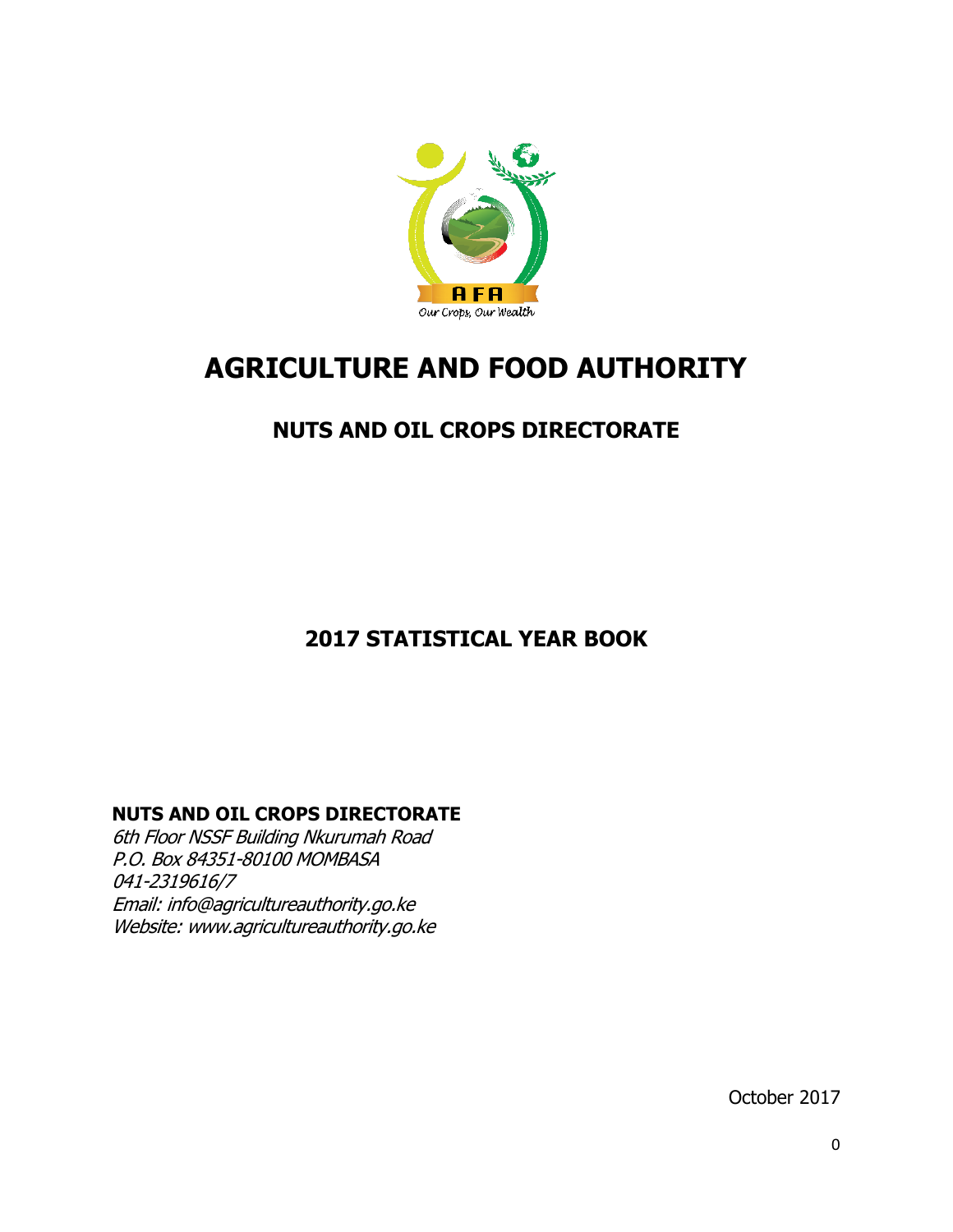AFA

Our Crops, Our Wealth

# AGRICULTURE AND FOOD AUTHORITY

## NUTS AND OIL CROPS DIRECTORATE

## 2017 STATISTICAL YEAR BOOK

**NUTS AND OIL CROPS DIRECTORATE**

*6th Floor NSSF Building Nkurumah Road*
*P.O. Box 84351-80100 MOMBASA*
*041-2319616/7*
*Email: info@agricultureauthority.go.ke*
*Website: www.agricultureauthority.go.ke*

October 2017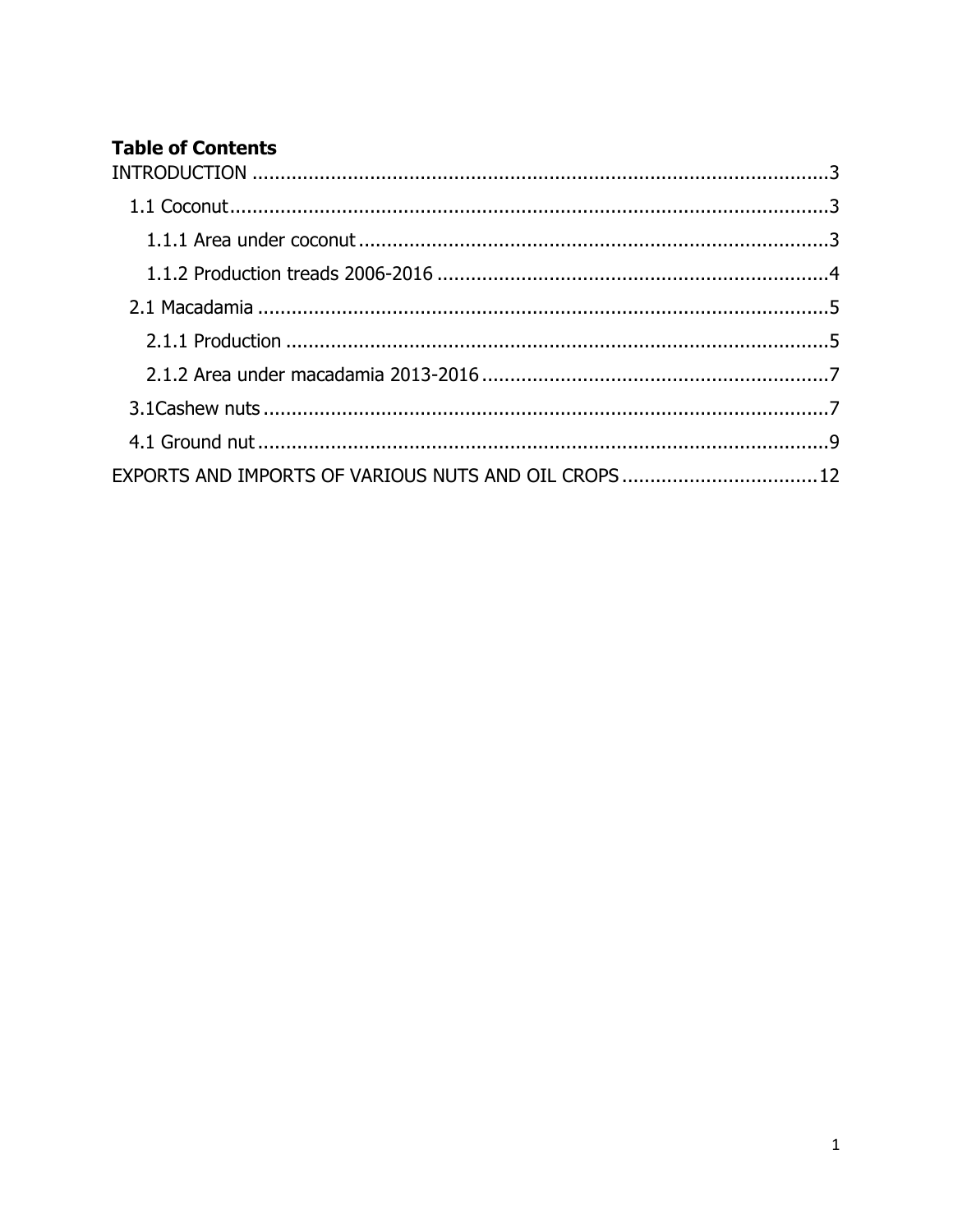**Table of Contents**

INTRODUCTION ..... 3

- 1.1 Coconut ..... 3
  - 1.1.1 Area under coconut ..... 3
  - 1.1.2 Production treads 2006-2016 ..... 4
- 2.1 Macadamia ..... 5
  - 2.1.1 Production ..... 5
  - 2.1.2 Area under macadamia 2013-2016 ..... 7
- 3.1Cashew nuts ..... 7
- 4.1 Ground nut ..... 9

EXPORTS AND IMPORTS OF VARIOUS NUTS AND OIL CROPS ..... 12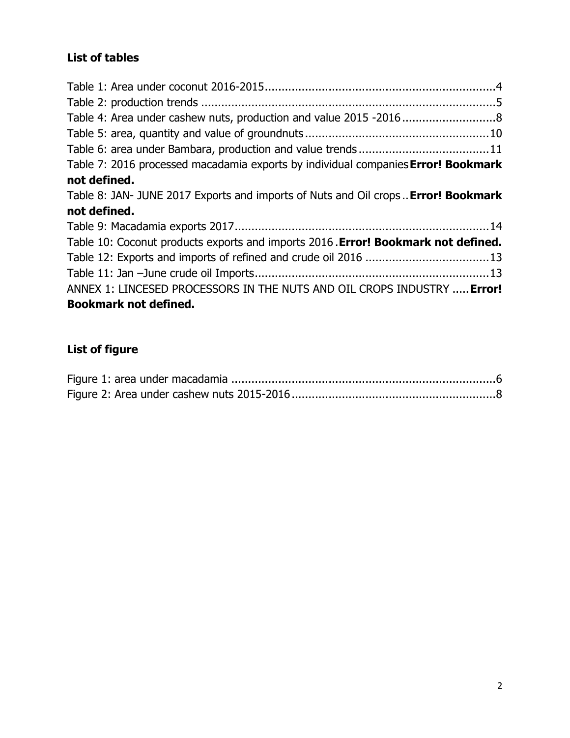## List of tables

Table 1: Area under coconut 2016-2015....................................................................4
Table 2: production trends .......................................................................................5
Table 4: Area under cashew nuts, production and value 2015 -2016............................8
Table 5: area, quantity and value of groundnuts......................................................10
Table 6: area under Bambara, production and value trends.......................................11
Table 7: 2016 processed macadamia exports by individual companies **Error! Bookmark not defined.**
Table 8: JAN- JUNE 2017 Exports and imports of Nuts and Oil crops.. **Error! Bookmark not defined.**
Table 9: Macadamia exports 2017............................................................................14
Table 10: Coconut products exports and imports 2016 . **Error! Bookmark not defined.**
Table 12: Exports and imports of refined and crude oil 2016 .....................................13
Table 11: Jan –June crude oil Imports.....................................................................13
ANNEX 1: LINCESED PROCESSORS IN THE NUTS AND OIL CROPS INDUSTRY ..... **Error! Bookmark not defined.**

## List of figure

Figure 1: area under macadamia ...............................................................................6
Figure 2: Area under cashew nuts 2015-2016.............................................................8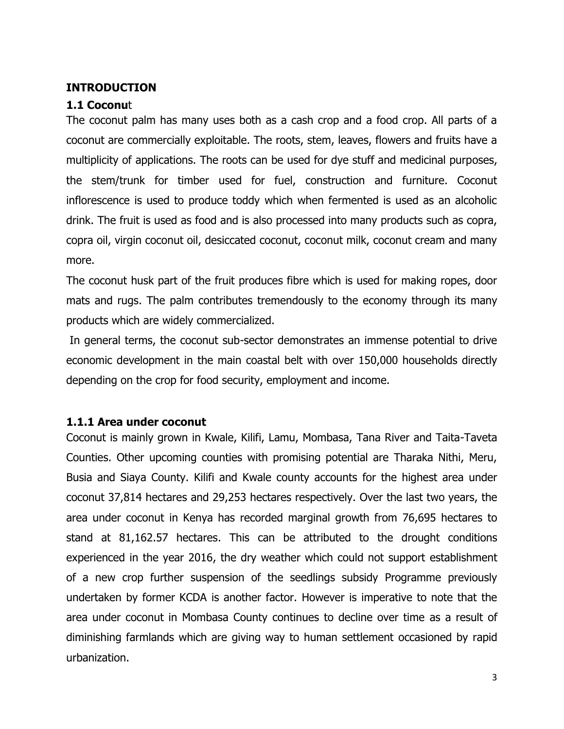**INTRODUCTION**

**1.1 Coconu**t

The coconut palm has many uses both as a cash crop and a food crop. All parts of a coconut are commercially exploitable. The roots, stem, leaves, flowers and fruits have a multiplicity of applications. The roots can be used for dye stuff and medicinal purposes, the stem/trunk for timber used for fuel, construction and furniture. Coconut inflorescence is used to produce toddy which when fermented is used as an alcoholic drink. The fruit is used as food and is also processed into many products such as copra, copra oil, virgin coconut oil, desiccated coconut, coconut milk, coconut cream and many more.

The coconut husk part of the fruit produces fibre which is used for making ropes, door mats and rugs. The palm contributes tremendously to the economy through its many products which are widely commercialized.

In general terms, the coconut sub-sector demonstrates an immense potential to drive economic development in the main coastal belt with over 150,000 households directly depending on the crop for food security, employment and income.

**1.1.1 Area under coconut**

Coconut is mainly grown in Kwale, Kilifi, Lamu, Mombasa, Tana River and Taita-Taveta Counties. Other upcoming counties with promising potential are Tharaka Nithi, Meru, Busia and Siaya County. Kilifi and Kwale county accounts for the highest area under coconut 37,814 hectares and 29,253 hectares respectively. Over the last two years, the area under coconut in Kenya has recorded marginal growth from 76,695 hectares to stand at 81,162.57 hectares. This can be attributed to the drought conditions experienced in the year 2016, the dry weather which could not support establishment of a new crop further suspension of the seedlings subsidy Programme previously undertaken by former KCDA is another factor. However is imperative to note that the area under coconut in Mombasa County continues to decline over time as a result of diminishing farmlands which are giving way to human settlement occasioned by rapid urbanization.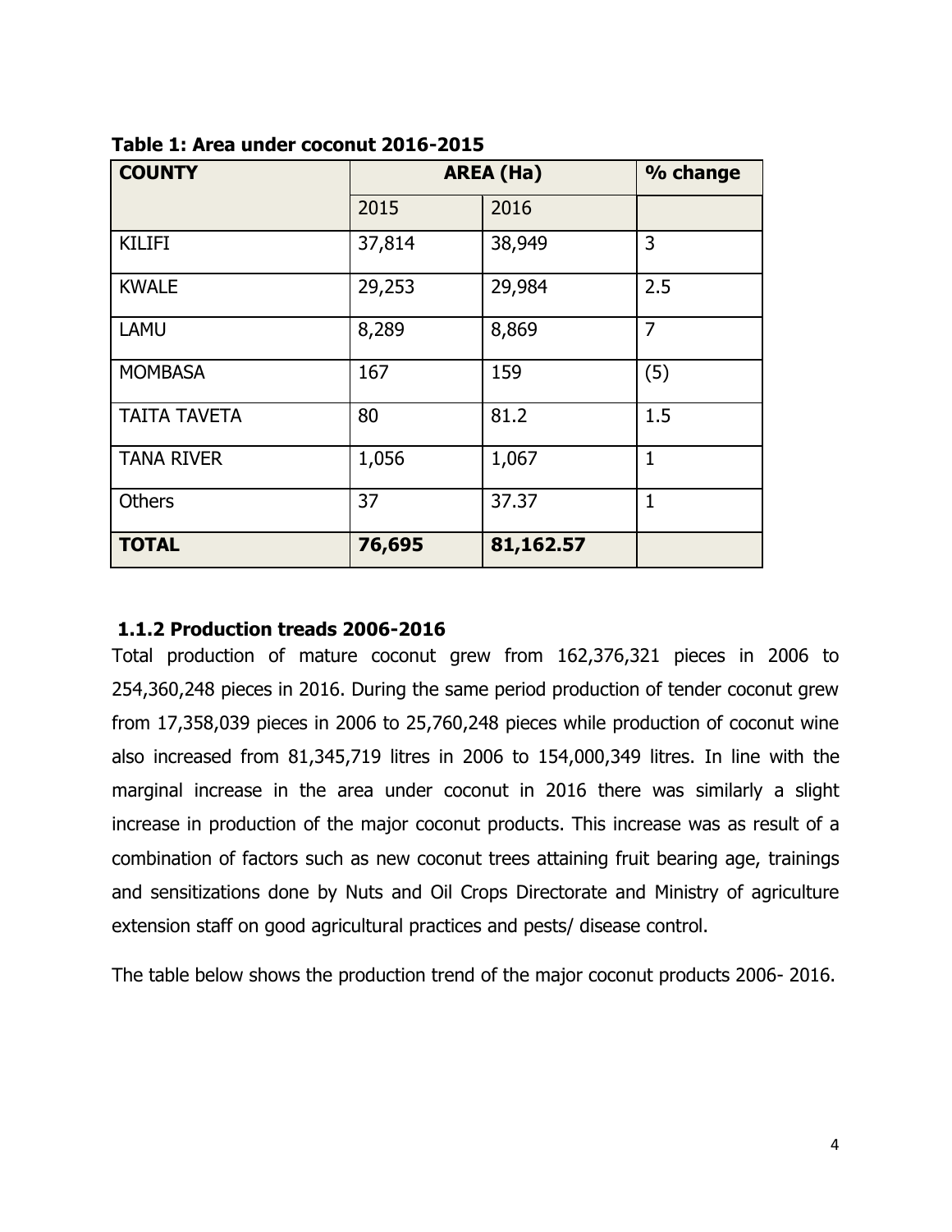**Table 1: Area under coconut 2016-2015**

| COUNTY | AREA (Ha) | | % change |
|---|---|---|---|
| | 2015 | 2016 | |
| KILIFI | 37,814 | 38,949 | 3 |
| KWALE | 29,253 | 29,984 | 2.5 |
| LAMU | 8,289 | 8,869 | 7 |
| MOMBASA | 167 | 159 | (5) |
| TAITA TAVETA | 80 | 81.2 | 1.5 |
| TANA RIVER | 1,056 | 1,067 | 1 |
| Others | 37 | 37.37 | 1 |
| **TOTAL** | **76,695** | **81,162.57** | |

### 1.1.2 Production treads 2006-2016

Total production of mature coconut grew from 162,376,321 pieces in 2006 to 254,360,248 pieces in 2016. During the same period production of tender coconut grew from 17,358,039 pieces in 2006 to 25,760,248 pieces while production of coconut wine also increased from 81,345,719 litres in 2006 to 154,000,349 litres. In line with the marginal increase in the area under coconut in 2016 there was similarly a slight increase in production of the major coconut products. This increase was as result of a combination of factors such as new coconut trees attaining fruit bearing age, trainings and sensitizations done by Nuts and Oil Crops Directorate and Ministry of agriculture extension staff on good agricultural practices and pests/ disease control.

The table below shows the production trend of the major coconut products 2006- 2016.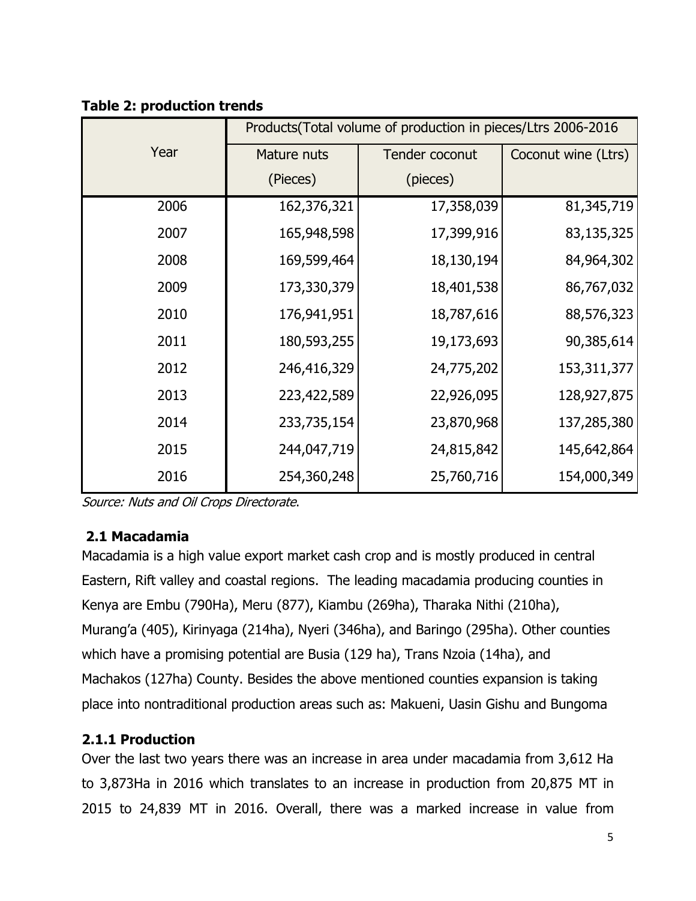**Table 2: production trends**

| Year | Products(Total volume of production in pieces/Ltrs 2006-2016 | | |
|---|---|---|---|
| | Mature nuts (Pieces) | Tender coconut (pieces) | Coconut wine (Ltrs) |
| 2006 | 162,376,321 | 17,358,039 | 81,345,719 |
| 2007 | 165,948,598 | 17,399,916 | 83,135,325 |
| 2008 | 169,599,464 | 18,130,194 | 84,964,302 |
| 2009 | 173,330,379 | 18,401,538 | 86,767,032 |
| 2010 | 176,941,951 | 18,787,616 | 88,576,323 |
| 2011 | 180,593,255 | 19,173,693 | 90,385,614 |
| 2012 | 246,416,329 | 24,775,202 | 153,311,377 |
| 2013 | 223,422,589 | 22,926,095 | 128,927,875 |
| 2014 | 233,735,154 | 23,870,968 | 137,285,380 |
| 2015 | 244,047,719 | 24,815,842 | 145,642,864 |
| 2016 | 254,360,248 | 25,760,716 | 154,000,349 |

*Source: Nuts and Oil Crops Directorate*.

### 2.1 Macadamia

Macadamia is a high value export market cash crop and is mostly produced in central Eastern, Rift valley and coastal regions. The leading macadamia producing counties in Kenya are Embu (790Ha), Meru (877), Kiambu (269ha), Tharaka Nithi (210ha), Murang'a (405), Kirinyaga (214ha), Nyeri (346ha), and Baringo (295ha). Other counties which have a promising potential are Busia (129 ha), Trans Nzoia (14ha), and Machakos (127ha) County. Besides the above mentioned counties expansion is taking place into nontraditional production areas such as: Makueni, Uasin Gishu and Bungoma

#### 2.1.1 Production

Over the last two years there was an increase in area under macadamia from 3,612 Ha to 3,873Ha in 2016 which translates to an increase in production from 20,875 MT in 2015 to 24,839 MT in 2016. Overall, there was a marked increase in value from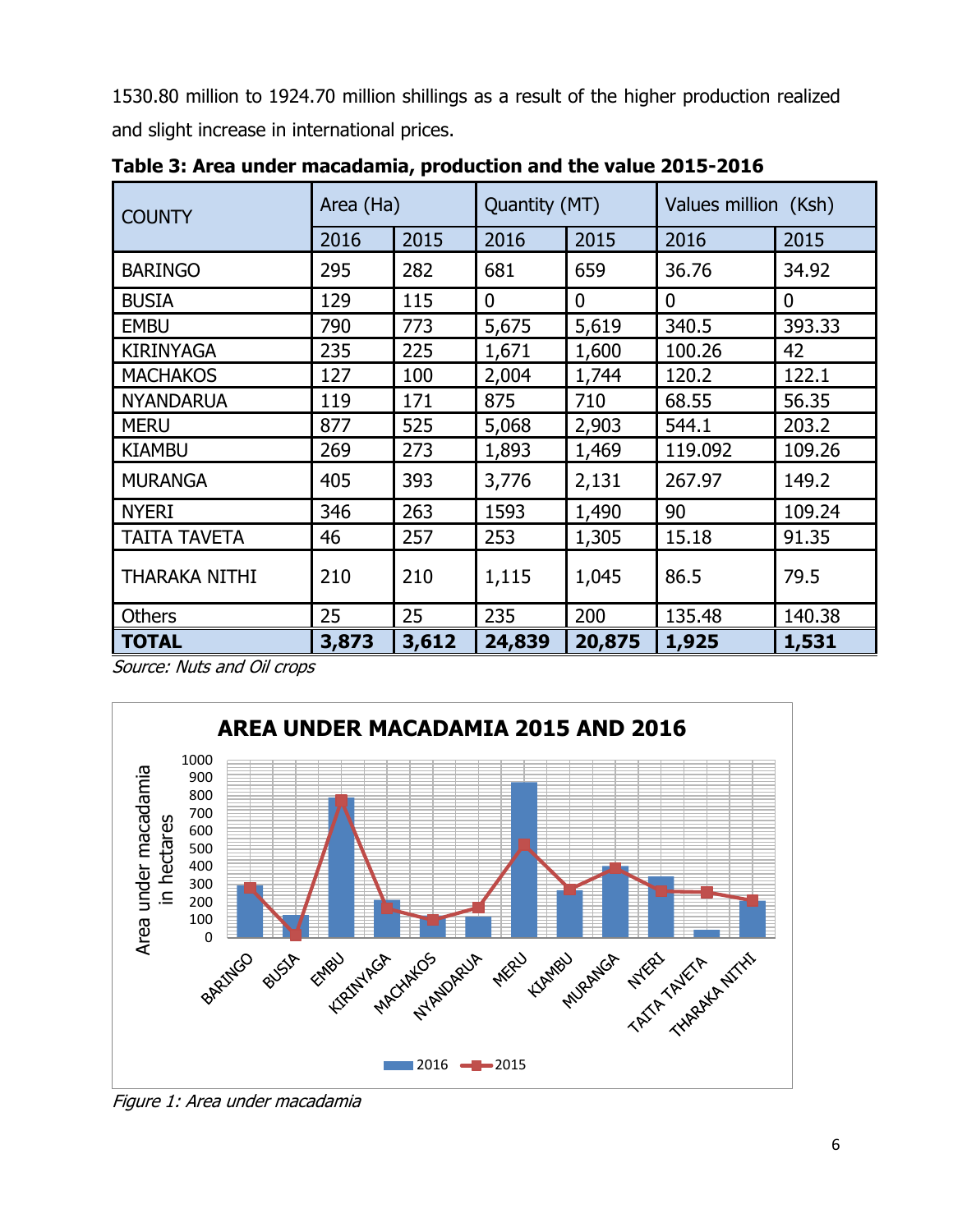1530.80 million to 1924.70 million shillings as a result of the higher production realized and slight increase in international prices.

**Table 3: Area under macadamia, production and the value 2015-2016**

| COUNTY | Area (Ha) | | Quantity (MT) | | Values million (Ksh) | |
|---|---|---|---|---|---|---|
| | 2016 | 2015 | 2016 | 2015 | 2016 | 2015 |
| BARINGO | 295 | 282 | 681 | 659 | 36.76 | 34.92 |
| BUSIA | 129 | 115 | 0 | 0 | 0 | 0 |
| EMBU | 790 | 773 | 5,675 | 5,619 | 340.5 | 393.33 |
| KIRINYAGA | 235 | 225 | 1,671 | 1,600 | 100.26 | 42 |
| MACHAKOS | 127 | 100 | 2,004 | 1,744 | 120.2 | 122.1 |
| NYANDARUA | 119 | 171 | 875 | 710 | 68.55 | 56.35 |
| MERU | 877 | 525 | 5,068 | 2,903 | 544.1 | 203.2 |
| KIAMBU | 269 | 273 | 1,893 | 1,469 | 119.092 | 109.26 |
| MURANGA | 405 | 393 | 3,776 | 2,131 | 267.97 | 149.2 |
| NYERI | 346 | 263 | 1593 | 1,490 | 90 | 109.24 |
| TAITA TAVETA | 46 | 257 | 253 | 1,305 | 15.18 | 91.35 |
| THARAKA NITHI | 210 | 210 | 1,115 | 1,045 | 86.5 | 79.5 |
| Others | 25 | 25 | 235 | 200 | 135.48 | 140.38 |
| **TOTAL** | **3,873** | **3,612** | **24,839** | **20,875** | **1,925** | **1,531** |

*Source: Nuts and Oil crops*

*Figure 1: Area under macadamia*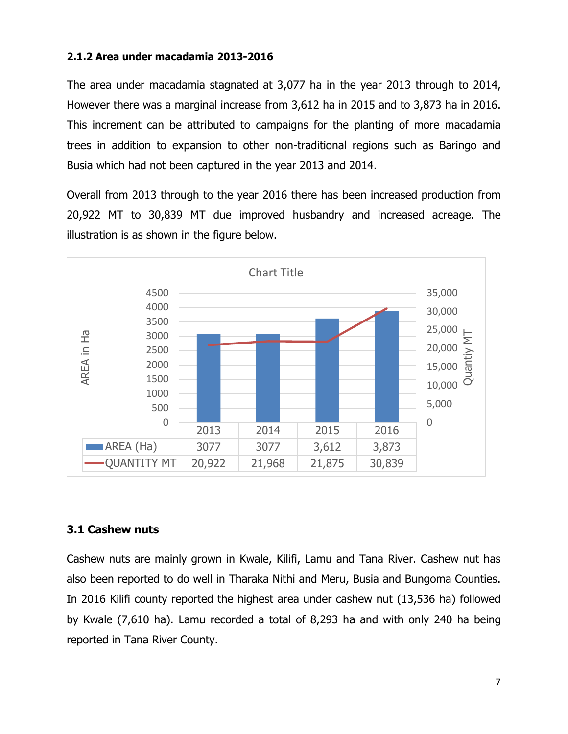#### 2.1.2 Area under macadamia 2013-2016

The area under macadamia stagnated at 3,077 ha in the year 2013 through to 2014, However there was a marginal increase from 3,612 ha in 2015 and to 3,873 ha in 2016. This increment can be attributed to campaigns for the planting of more macadamia trees in addition to expansion to other non-traditional regions such as Baringo and Busia which had not been captured in the year 2013 and 2014.

Overall from 2013 through to the year 2016 there has been increased production from 20,922 MT to 30,839 MT due improved husbandry and increased acreage. The illustration is as shown in the figure below.

Chart Title

| | 2013 | 2014 | 2015 | 2016 |
|---|---|---|---|---|
| AREA (Ha) | 3077 | 3077 | 3,612 | 3,873 |
| QUANTITY MT | 20,922 | 21,968 | 21,875 | 30,839 |

### 3.1 Cashew nuts

Cashew nuts are mainly grown in Kwale, Kilifi, Lamu and Tana River. Cashew nut has also been reported to do well in Tharaka Nithi and Meru, Busia and Bungoma Counties. In 2016 Kilifi county reported the highest area under cashew nut (13,536 ha) followed by Kwale (7,610 ha). Lamu recorded a total of 8,293 ha and with only 240 ha being reported in Tana River County.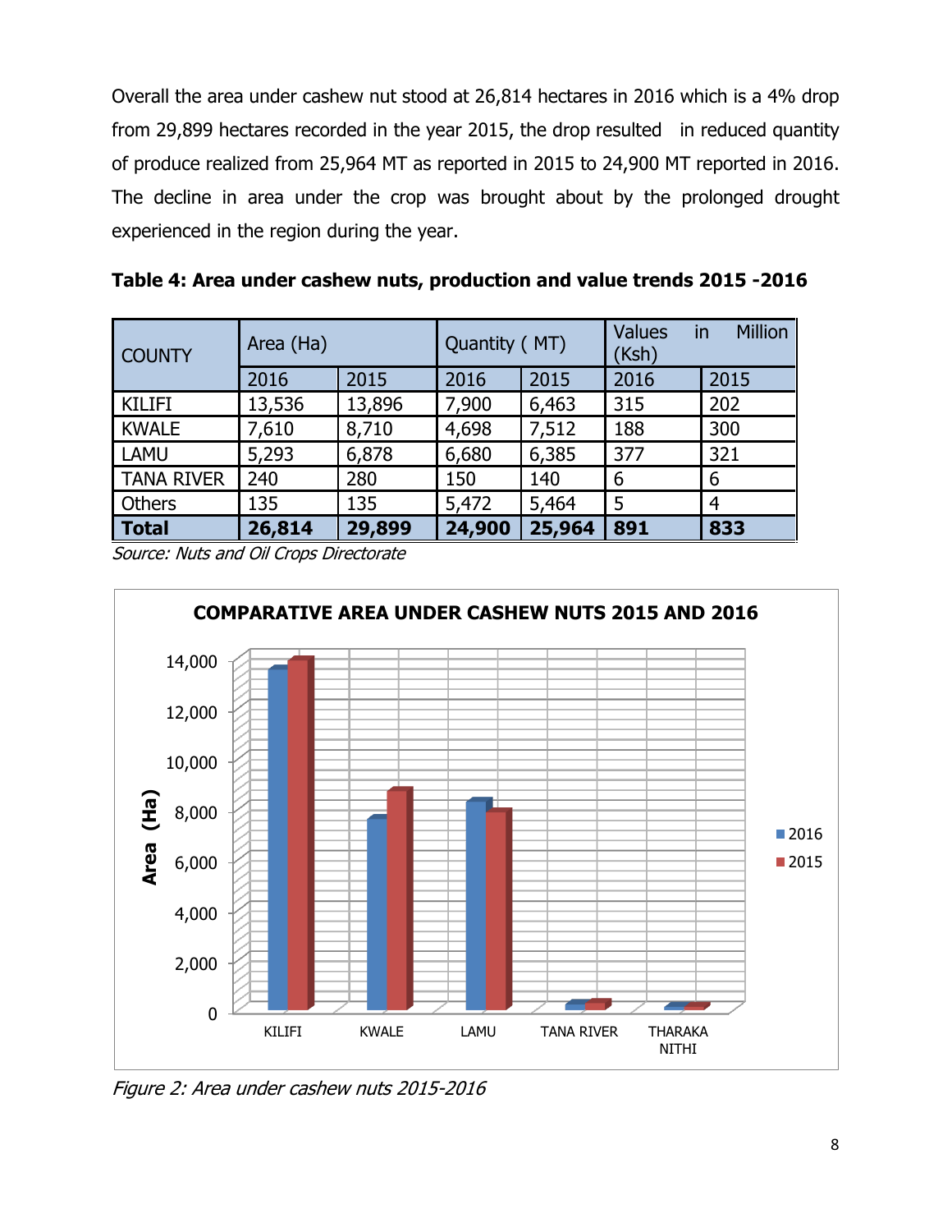Overall the area under cashew nut stood at 26,814 hectares in 2016 which is a 4% drop from 29,899 hectares recorded in the year 2015, the drop resulted in reduced quantity of produce realized from 25,964 MT as reported in 2015 to 24,900 MT reported in 2016. The decline in area under the crop was brought about by the prolonged drought experienced in the region during the year.

**Table 4: Area under cashew nuts, production and value trends 2015 -2016**

| COUNTY | Area (Ha) | | Quantity ( MT) | | Values in Million (Ksh) | |
|---|---|---|---|---|---|---|
| | 2016 | 2015 | 2016 | 2015 | 2016 | 2015 |
| KILIFI | 13,536 | 13,896 | 7,900 | 6,463 | 315 | 202 |
| KWALE | 7,610 | 8,710 | 4,698 | 7,512 | 188 | 300 |
| LAMU | 5,293 | 6,878 | 6,680 | 6,385 | 377 | 321 |
| TANA RIVER | 240 | 280 | 150 | 140 | 6 | 6 |
| Others | 135 | 135 | 5,472 | 5,464 | 5 | 4 |
| **Total** | **26,814** | **29,899** | **24,900** | **25,964** | **891** | **833** |

*Source: Nuts and Oil Crops Directorate*

*Figure 2: Area under cashew nuts 2015-2016*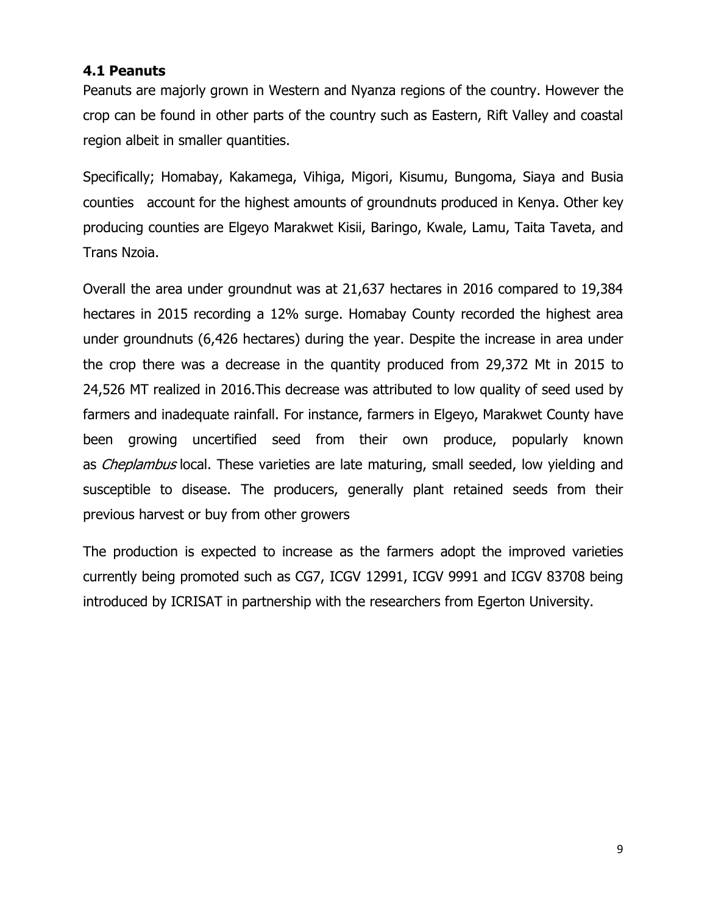### 4.1 Peanuts

Peanuts are majorly grown in Western and Nyanza regions of the country. However the crop can be found in other parts of the country such as Eastern, Rift Valley and coastal region albeit in smaller quantities.

Specifically; Homabay, Kakamega, Vihiga, Migori, Kisumu, Bungoma, Siaya and Busia counties account for the highest amounts of groundnuts produced in Kenya. Other key producing counties are Elgeyo Marakwet Kisii, Baringo, Kwale, Lamu, Taita Taveta, and Trans Nzoia.

Overall the area under groundnut was at 21,637 hectares in 2016 compared to 19,384 hectares in 2015 recording a 12% surge. Homabay County recorded the highest area under groundnuts (6,426 hectares) during the year. Despite the increase in area under the crop there was a decrease in the quantity produced from 29,372 Mt in 2015 to 24,526 MT realized in 2016.This decrease was attributed to low quality of seed used by farmers and inadequate rainfall. For instance, farmers in Elgeyo, Marakwet County have been growing uncertified seed from their own produce, popularly known as *Cheplambus* local. These varieties are late maturing, small seeded, low yielding and susceptible to disease. The producers, generally plant retained seeds from their previous harvest or buy from other growers

The production is expected to increase as the farmers adopt the improved varieties currently being promoted such as CG7, ICGV 12991, ICGV 9991 and ICGV 83708 being introduced by ICRISAT in partnership with the researchers from Egerton University.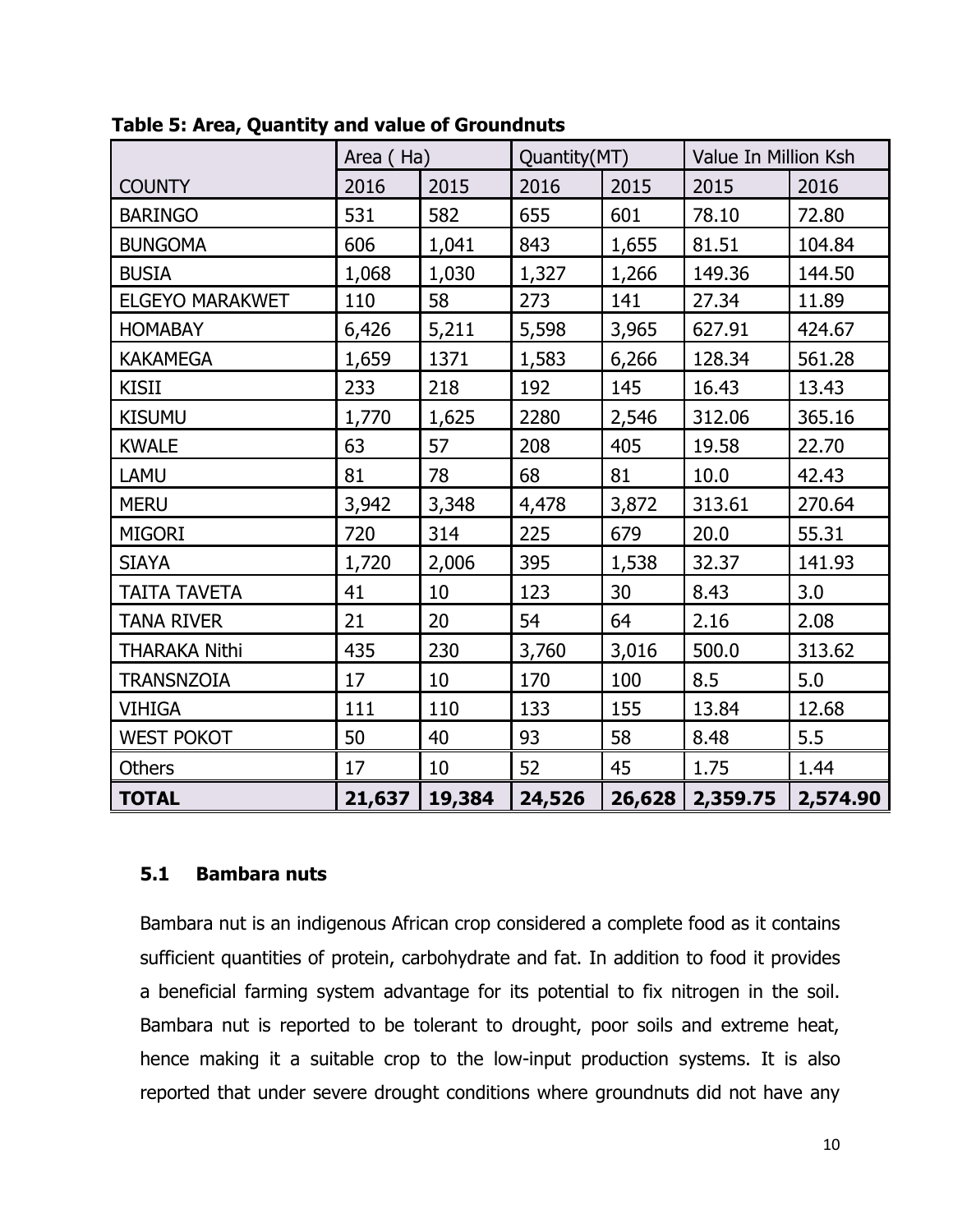**Table 5: Area, Quantity and value of Groundnuts**

| | Area ( Ha) | | Quantity(MT) | | Value In Million Ksh | |
|---|---|---|---|---|---|---|
| COUNTY | 2016 | 2015 | 2016 | 2015 | 2015 | 2016 |
| BARINGO | 531 | 582 | 655 | 601 | 78.10 | 72.80 |
| BUNGOMA | 606 | 1,041 | 843 | 1,655 | 81.51 | 104.84 |
| BUSIA | 1,068 | 1,030 | 1,327 | 1,266 | 149.36 | 144.50 |
| ELGEYO MARAKWET | 110 | 58 | 273 | 141 | 27.34 | 11.89 |
| HOMABAY | 6,426 | 5,211 | 5,598 | 3,965 | 627.91 | 424.67 |
| KAKAMEGA | 1,659 | 1371 | 1,583 | 6,266 | 128.34 | 561.28 |
| KISII | 233 | 218 | 192 | 145 | 16.43 | 13.43 |
| KISUMU | 1,770 | 1,625 | 2280 | 2,546 | 312.06 | 365.16 |
| KWALE | 63 | 57 | 208 | 405 | 19.58 | 22.70 |
| LAMU | 81 | 78 | 68 | 81 | 10.0 | 42.43 |
| MERU | 3,942 | 3,348 | 4,478 | 3,872 | 313.61 | 270.64 |
| MIGORI | 720 | 314 | 225 | 679 | 20.0 | 55.31 |
| SIAYA | 1,720 | 2,006 | 395 | 1,538 | 32.37 | 141.93 |
| TAITA TAVETA | 41 | 10 | 123 | 30 | 8.43 | 3.0 |
| TANA RIVER | 21 | 20 | 54 | 64 | 2.16 | 2.08 |
| THARAKA Nithi | 435 | 230 | 3,760 | 3,016 | 500.0 | 313.62 |
| TRANSNZOIA | 17 | 10 | 170 | 100 | 8.5 | 5.0 |
| VIHIGA | 111 | 110 | 133 | 155 | 13.84 | 12.68 |
| WEST POKOT | 50 | 40 | 93 | 58 | 8.48 | 5.5 |
| Others | 17 | 10 | 52 | 45 | 1.75 | 1.44 |
| **TOTAL** | **21,637** | **19,384** | **24,526** | **26,628** | **2,359.75** | **2,574.90** |

### 5.1 Bambara nuts

Bambara nut is an indigenous African crop considered a complete food as it contains sufficient quantities of protein, carbohydrate and fat. In addition to food it provides a beneficial farming system advantage for its potential to fix nitrogen in the soil. Bambara nut is reported to be tolerant to drought, poor soils and extreme heat, hence making it a suitable crop to the low-input production systems. It is also reported that under severe drought conditions where groundnuts did not have any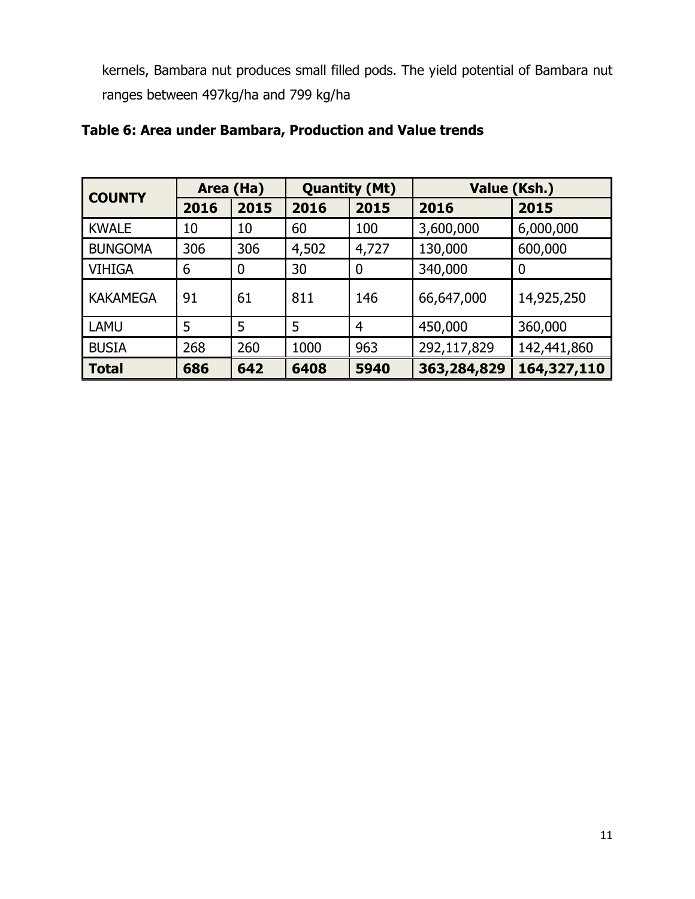kernels, Bambara nut produces small filled pods. The yield potential of Bambara nut ranges between 497kg/ha and 799 kg/ha

**Table 6: Area under Bambara, Production and Value trends**

| COUNTY | Area (Ha) | | Quantity (Mt) | | Value (Ksh.) | |
|---|---|---|---|---|---|---|
| | 2016 | 2015 | 2016 | 2015 | 2016 | 2015 |
| KWALE | 10 | 10 | 60 | 100 | 3,600,000 | 6,000,000 |
| BUNGOMA | 306 | 306 | 4,502 | 4,727 | 130,000 | 600,000 |
| VIHIGA | 6 | 0 | 30 | 0 | 340,000 | 0 |
| KAKAMEGA | 91 | 61 | 811 | 146 | 66,647,000 | 14,925,250 |
| LAMU | 5 | 5 | 5 | 4 | 450,000 | 360,000 |
| BUSIA | 268 | 260 | 1000 | 963 | 292,117,829 | 142,441,860 |
| **Total** | **686** | **642** | **6408** | **5940** | **363,284,829** | **164,327,110** |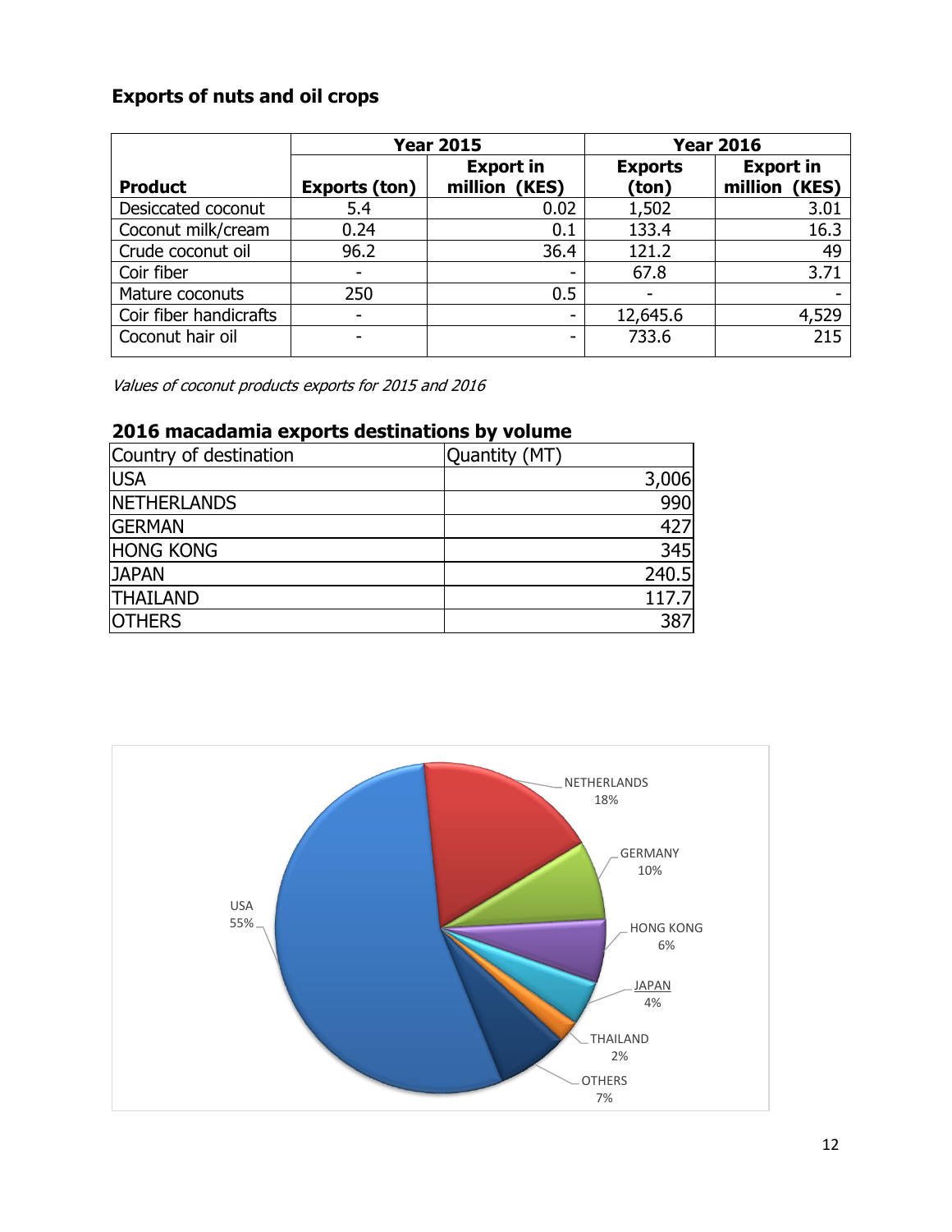## Exports of nuts and oil crops

| Product | Year 2015 | | Year 2016 | |
|---|---|---|---|---|
| | Exports (ton) | Export in million (KES) | Exports (ton) | Export in million (KES) |
| Desiccated coconut | 5.4 | 0.02 | 1,502 | 3.01 |
| Coconut milk/cream | 0.24 | 0.1 | 133.4 | 16.3 |
| Crude coconut oil | 96.2 | 36.4 | 121.2 | 49 |
| Coir fiber | - | - | 67.8 | 3.71 |
| Mature coconuts | 250 | 0.5 | - | - |
| Coir fiber handicrafts | - | - | 12,645.6 | 4,529 |
| Coconut hair oil | - | - | 733.6 | 215 |

*Values of coconut products exports for 2015 and 2016*

### 2016 macadamia exports destinations by volume

| Country of destination | Quantity (MT) |
|---|---|
| USA | 3,006 |
| NETHERLANDS | 990 |
| GERMAN | 427 |
| HONG KONG | 345 |
| JAPAN | 240.5 |
| THAILAND | 117.7 |
| OTHERS | 387 |

USA 55%, NETHERLANDS 18%, GERMANY 10%, HONG KONG 6%, JAPAN 4%, THAILAND 2%, OTHERS 7%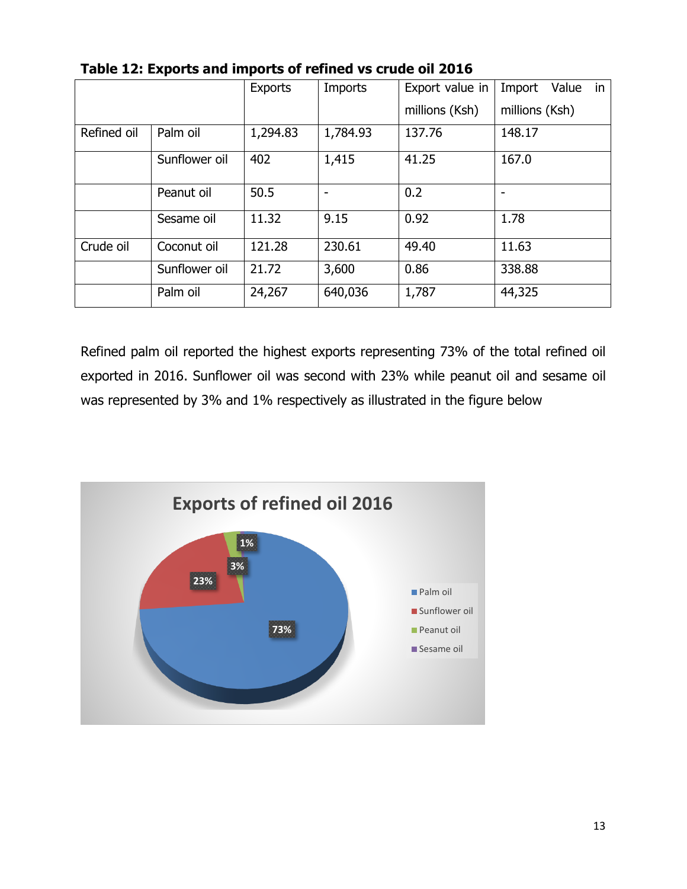**Table 12: Exports and imports of refined vs crude oil 2016**

| | | Exports | Imports | Export value in millions (Ksh) | Import Value in millions (Ksh) |
|---|---|---|---|---|---|
| Refined oil | Palm oil | 1,294.83 | 1,784.93 | 137.76 | 148.17 |
| | Sunflower oil | 402 | 1,415 | 41.25 | 167.0 |
| | Peanut oil | 50.5 | - | 0.2 | - |
| | Sesame oil | 11.32 | 9.15 | 0.92 | 1.78 |
| Crude oil | Coconut oil | 121.28 | 230.61 | 49.40 | 11.63 |
| | Sunflower oil | 21.72 | 3,600 | 0.86 | 338.88 |
| | Palm oil | 24,267 | 640,036 | 1,787 | 44,325 |

Refined palm oil reported the highest exports representing 73% of the total refined oil exported in 2016. Sunflower oil was second with 23% while peanut oil and sesame oil was represented by 3% and 1% respectively as illustrated in the figure below

**Exports of refined oil 2016**

| Oil | Share |
|---|---|
| Palm oil | 73% |
| Sunflower oil | 23% |
| Peanut oil | 3% |
| Sesame oil | 1% |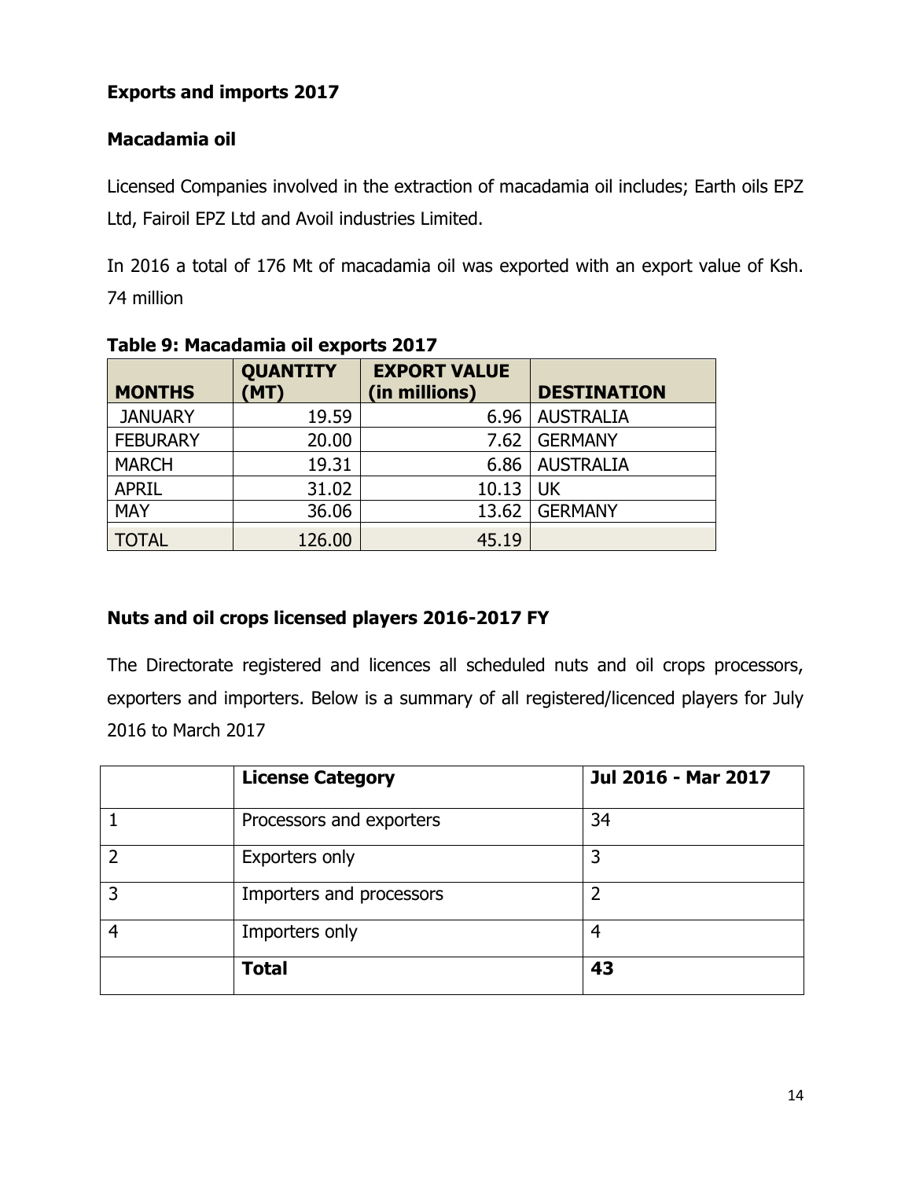## Exports and imports 2017

### Macadamia oil

Licensed Companies involved in the extraction of macadamia oil includes; Earth oils EPZ Ltd, Fairoil EPZ Ltd and Avoil industries Limited.

In 2016 a total of 176 Mt of macadamia oil was exported with an export value of Ksh. 74 million

**Table 9: Macadamia oil exports 2017**

| MONTHS | QUANTITY (MT) | EXPORT VALUE (in millions) | DESTINATION |
|---|---|---|---|
| JANUARY | 19.59 | 6.96 | AUSTRALIA |
| FEBURARY | 20.00 | 7.62 | GERMANY |
| MARCH | 19.31 | 6.86 | AUSTRALIA |
| APRIL | 31.02 | 10.13 | UK |
| MAY | 36.06 | 13.62 | GERMANY |
| TOTAL | 126.00 | 45.19 | |

### Nuts and oil crops licensed players 2016-2017 FY

The Directorate registered and licences all scheduled nuts and oil crops processors, exporters and importers. Below is a summary of all registered/licenced players for July 2016 to March 2017

| | License Category | Jul 2016 - Mar 2017 |
|---|---|---|
| 1 | Processors and exporters | 34 |
| 2 | Exporters only | 3 |
| 3 | Importers and processors | 2 |
| 4 | Importers only | 4 |
| | **Total** | **43** |